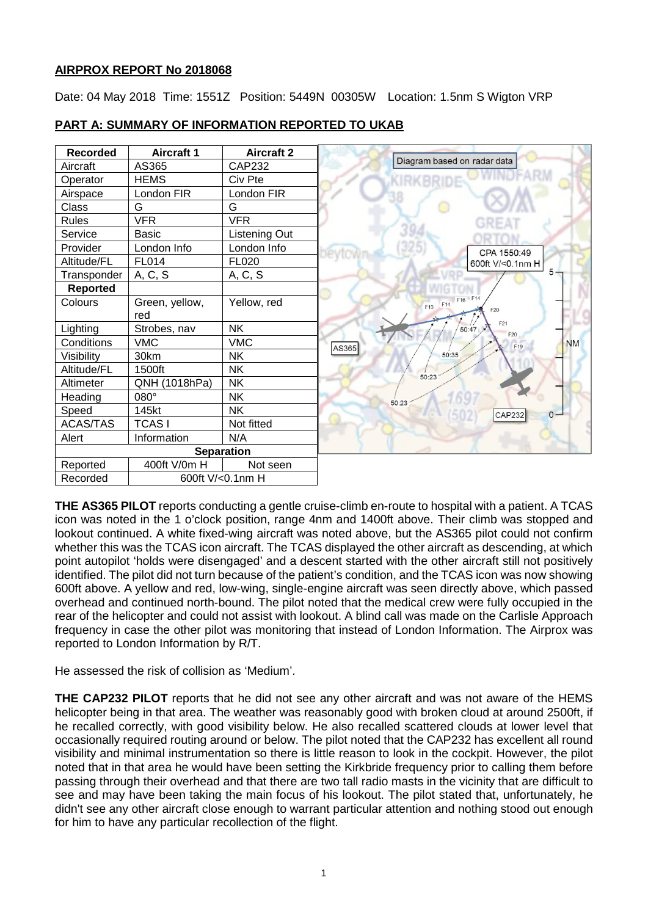**AIRPROX REPORT No 2018068**

Date: 04 May 2018 Time: 1551Z Position: 5449N 00305W Location: 1.5nm S Wigton VRP

**PART A: SUMMARY OF INFORMATION REPORTED TO UKAB**

| Recorded | Aircraft 1 | Aircraft 2 |
|---|---|---|
| Aircraft | AS365 | CAP232 |
| Operator | HEMS | Civ Pte |
| Airspace | London FIR | London FIR |
| Class | G | G |
| Rules | VFR | VFR |
| Service | Basic | Listening Out |
| Provider | London Info | London Info |
| Altitude/FL | FL014 | FL020 |
| Transponder | A, C, S | A, C, S |
| **Reported** | | |
| Colours | Green, yellow, red | Yellow, red |
| Lighting | Strobes, nav | NK |
| Conditions | VMC | VMC |
| Visibility | 30km | NK |
| Altitude/FL | 1500ft | NK |
| Altimeter | QNH (1018hPa) | NK |
| Heading | 080° | NK |
| Speed | 145kt | NK |
| ACAS/TAS | TCAS I | Not fitted |
| Alert | Information | N/A |
| **Separation** | | |
| Reported | 400ft V/0m H | Not seen |
| Recorded | 600ft V/<0.1nm H | |

Diagram based on radar data

CPA 1550:49 600ft V/<0.1nm H

**THE AS365 PILOT** reports conducting a gentle cruise-climb en-route to hospital with a patient. A TCAS icon was noted in the 1 o'clock position, range 4nm and 1400ft above. Their climb was stopped and lookout continued. A white fixed-wing aircraft was noted above, but the AS365 pilot could not confirm whether this was the TCAS icon aircraft. The TCAS displayed the other aircraft as descending, at which point autopilot 'holds were disengaged' and a descent started with the other aircraft still not positively identified. The pilot did not turn because of the patient's condition, and the TCAS icon was now showing 600ft above. A yellow and red, low-wing, single-engine aircraft was seen directly above, which passed overhead and continued north-bound. The pilot noted that the medical crew were fully occupied in the rear of the helicopter and could not assist with lookout. A blind call was made on the Carlisle Approach frequency in case the other pilot was monitoring that instead of London Information. The Airprox was reported to London Information by R/T.

He assessed the risk of collision as 'Medium'.

**THE CAP232 PILOT** reports that he did not see any other aircraft and was not aware of the HEMS helicopter being in that area. The weather was reasonably good with broken cloud at around 2500ft, if he recalled correctly, with good visibility below. He also recalled scattered clouds at lower level that occasionally required routing around or below. The pilot noted that the CAP232 has excellent all round visibility and minimal instrumentation so there is little reason to look in the cockpit. However, the pilot noted that in that area he would have been setting the Kirkbride frequency prior to calling them before passing through their overhead and that there are two tall radio masts in the vicinity that are difficult to see and may have been taking the main focus of his lookout. The pilot stated that, unfortunately, he didn't see any other aircraft close enough to warrant particular attention and nothing stood out enough for him to have any particular recollection of the flight.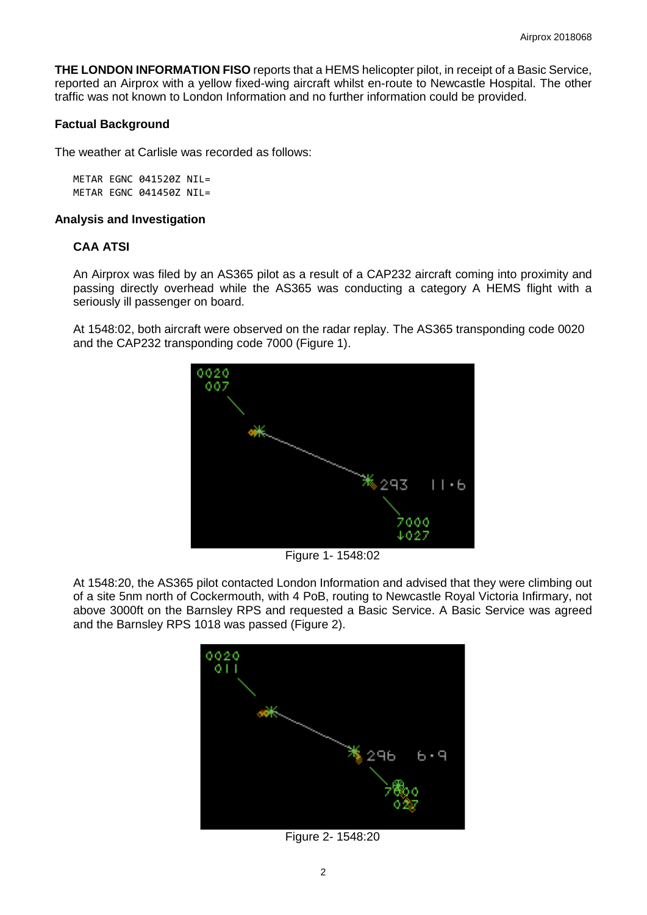**THE LONDON INFORMATION FISO** reports that a HEMS helicopter pilot, in receipt of a Basic Service, reported an Airprox with a yellow fixed-wing aircraft whilst en-route to Newcastle Hospital. The other traffic was not known to London Information and no further information could be provided.

### Factual Background

The weather at Carlisle was recorded as follows:

```
METAR EGNC 041520Z NIL=
METAR EGNC 041450Z NIL=
```

### Analysis and Investigation

#### CAA ATSI

An Airprox was filed by an AS365 pilot as a result of a CAP232 aircraft coming into proximity and passing directly overhead while the AS365 was conducting a category A HEMS flight with a seriously ill passenger on board.

At 1548:02, both aircraft were observed on the radar replay. The AS365 transponding code 0020 and the CAP232 transponding code 7000 (Figure 1).

Figure 1- 1548:02

At 1548:20, the AS365 pilot contacted London Information and advised that they were climbing out of a site 5nm north of Cockermouth, with 4 PoB, routing to Newcastle Royal Victoria Infirmary, not above 3000ft on the Barnsley RPS and requested a Basic Service. A Basic Service was agreed and the Barnsley RPS 1018 was passed (Figure 2).

Figure 2- 1548:20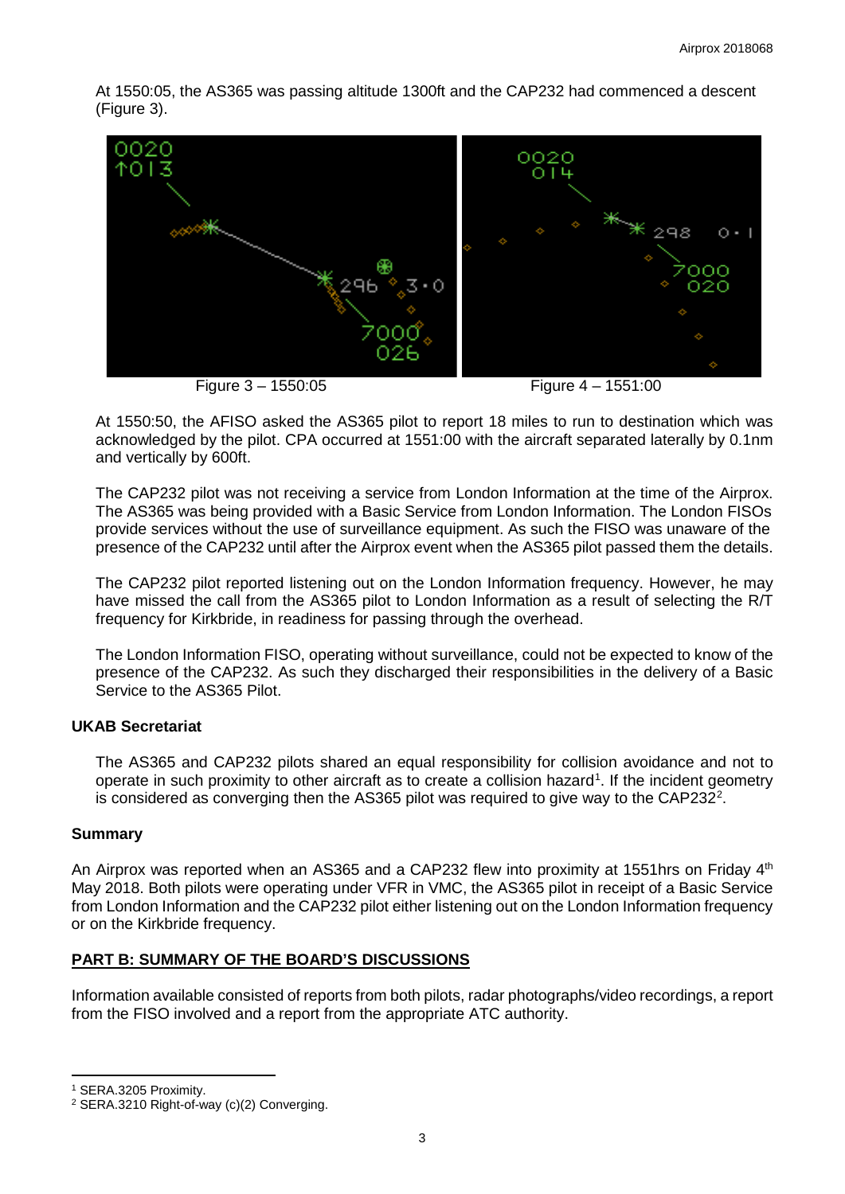At 1550:05, the AS365 was passing altitude 1300ft and the CAP232 had commenced a descent (Figure 3).

Figure 3 – 1550:05

Figure 4 – 1551:00

At 1550:50, the AFISO asked the AS365 pilot to report 18 miles to run to destination which was acknowledged by the pilot. CPA occurred at 1551:00 with the aircraft separated laterally by 0.1nm and vertically by 600ft.

The CAP232 pilot was not receiving a service from London Information at the time of the Airprox. The AS365 was being provided with a Basic Service from London Information. The London FISOs provide services without the use of surveillance equipment. As such the FISO was unaware of the presence of the CAP232 until after the Airprox event when the AS365 pilot passed them the details.

The CAP232 pilot reported listening out on the London Information frequency. However, he may have missed the call from the AS365 pilot to London Information as a result of selecting the R/T frequency for Kirkbride, in readiness for passing through the overhead.

The London Information FISO, operating without surveillance, could not be expected to know of the presence of the CAP232. As such they discharged their responsibilities in the delivery of a Basic Service to the AS365 Pilot.

### UKAB Secretariat

The AS365 and CAP232 pilots shared an equal responsibility for collision avoidance and not to operate in such proximity to other aircraft as to create a collision hazard[1]. If the incident geometry is considered as converging then the AS365 pilot was required to give way to the CAP232[2].

### Summary

An Airprox was reported when an AS365 and a CAP232 flew into proximity at 1551hrs on Friday 4th May 2018. Both pilots were operating under VFR in VMC, the AS365 pilot in receipt of a Basic Service from London Information and the CAP232 pilot either listening out on the London Information frequency or on the Kirkbride frequency.

## PART B: SUMMARY OF THE BOARD'S DISCUSSIONS

Information available consisted of reports from both pilots, radar photographs/video recordings, a report from the FISO involved and a report from the appropriate ATC authority.

---

[1] SERA.3205 Proximity.
[2] SERA.3210 Right-of-way (c)(2) Converging.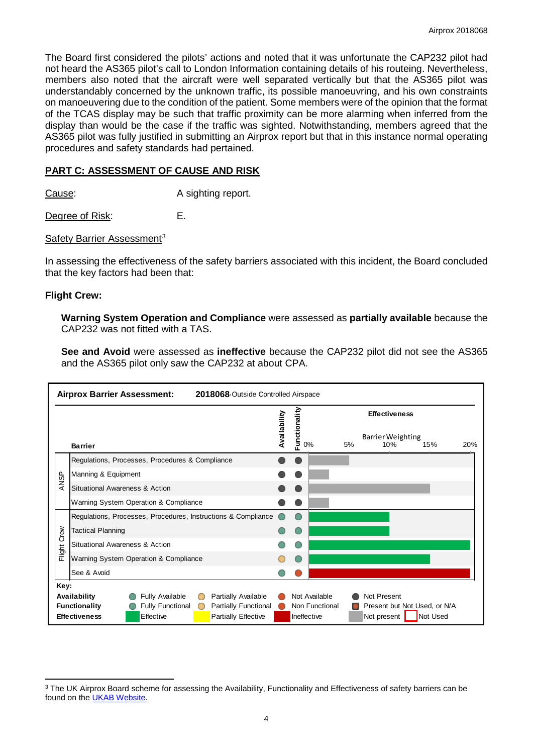The Board first considered the pilots' actions and noted that it was unfortunate the CAP232 pilot had not heard the AS365 pilot's call to London Information containing details of his routeing. Nevertheless, members also noted that the aircraft were well separated vertically but that the AS365 pilot was understandably concerned by the unknown traffic, its possible manoeuvring, and his own constraints on manoeuvering due to the condition of the patient. Some members were of the opinion that the format of the TCAS display may be such that traffic proximity can be more alarming when inferred from the display than would be the case if the traffic was sighted. Notwithstanding, members agreed that the AS365 pilot was fully justified in submitting an Airprox report but that in this instance normal operating procedures and safety standards had pertained.

## PART C: ASSESSMENT OF CAUSE AND RISK

Cause: A sighting report.

Degree of Risk: E.

Safety Barrier Assessment[3]

In assessing the effectiveness of the safety barriers associated with this incident, the Board concluded that the key factors had been that:

**Flight Crew:**

**Warning System Operation and Compliance** were assessed as **partially available** because the CAP232 was not fitted with a TAS.

**See and Avoid** were assessed as **ineffective** because the CAP232 pilot did not see the AS365 and the AS365 pilot only saw the CAP232 at about CPA.

**Airprox Barrier Assessment:** **2018068** Outside Controlled Airspace

Barrier
Availability
Functionality
Effectiveness
Barrier Weighting
0% 5% 10% 15% 20%

ANSP
Regulations, Processes, Procedures & Compliance
Manning & Equipment
Situational Awareness & Action
Warning System Operation & Compliance

Flight Crew
Regulations, Processes, Procedures, Instructions & Compliance
Tactical Planning
Situational Awareness & Action
Warning System Operation & Compliance
See & Avoid

Key:
Availability: Fully Available, Partially Available, Not Available, Not Present
Functionality: Fully Functional, Partially Functional, Non Functional, Present but Not Used, or N/A
Effectiveness: Effective, Partially Effective, Ineffective, Not present, Not Used

---

[3] The UK Airprox Board scheme for assessing the Availability, Functionality and Effectiveness of safety barriers can be found on the UKAB Website.